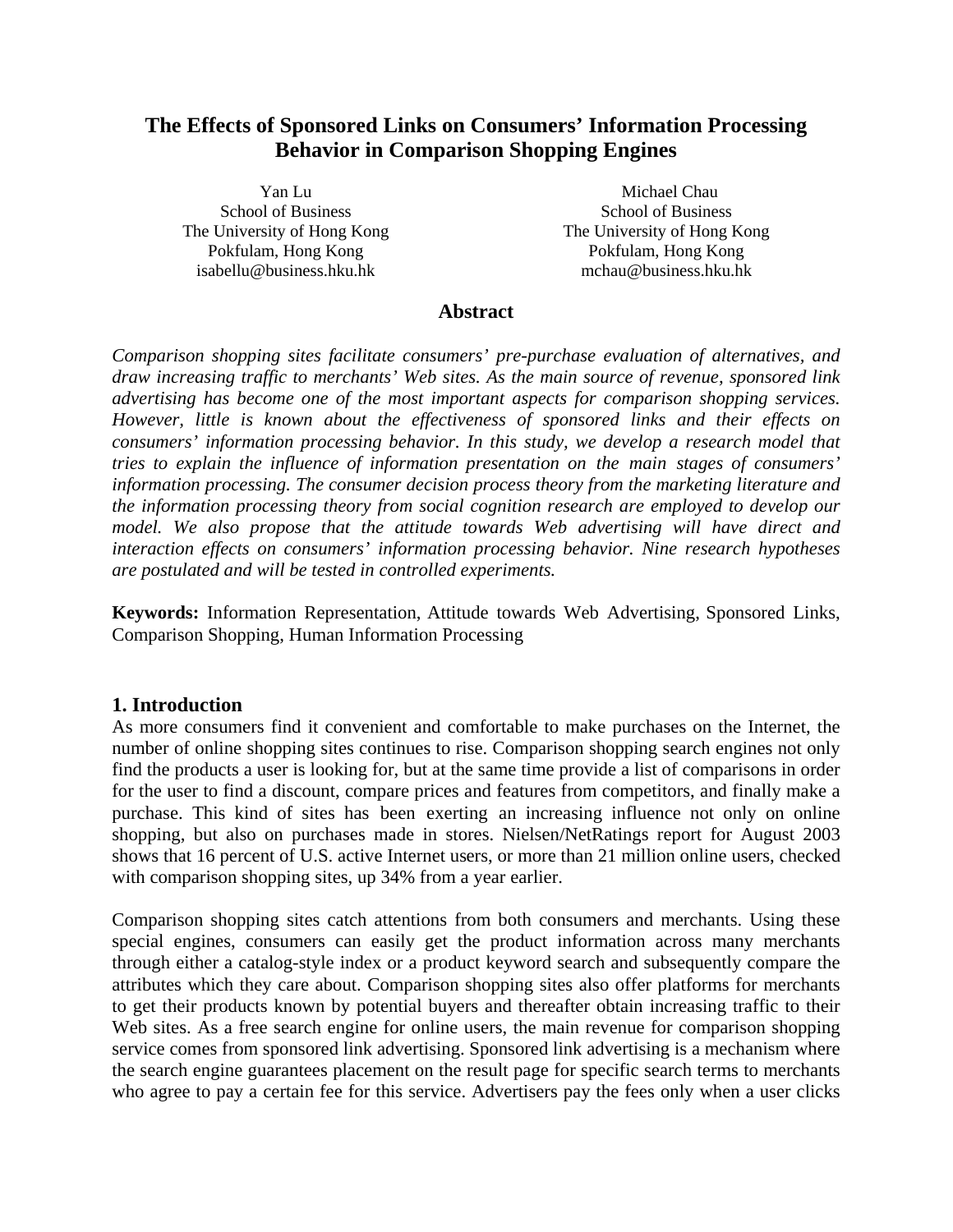# The Effects of Sponsored Links on Consumers' Information Processing Behavior in Comparison Shopping Engines

Yan Lu
School of Business
The University of Hong Kong
Pokfulam, Hong Kong
isabellu@business.hku.hk

Michael Chau
School of Business
The University of Hong Kong
Pokfulam, Hong Kong
mchau@business.hku.hk

## Abstract

*Comparison shopping sites facilitate consumers' pre-purchase evaluation of alternatives, and draw increasing traffic to merchants' Web sites. As the main source of revenue, sponsored link advertising has become one of the most important aspects for comparison shopping services. However, little is known about the effectiveness of sponsored links and their effects on consumers' information processing behavior. In this study, we develop a research model that tries to explain the influence of information presentation on the main stages of consumers' information processing. The consumer decision process theory from the marketing literature and the information processing theory from social cognition research are employed to develop our model. We also propose that the attitude towards Web advertising will have direct and interaction effects on consumers' information processing behavior. Nine research hypotheses are postulated and will be tested in controlled experiments.*

**Keywords:** Information Representation, Attitude towards Web Advertising, Sponsored Links, Comparison Shopping, Human Information Processing

## 1. Introduction

As more consumers find it convenient and comfortable to make purchases on the Internet, the number of online shopping sites continues to rise. Comparison shopping search engines not only find the products a user is looking for, but at the same time provide a list of comparisons in order for the user to find a discount, compare prices and features from competitors, and finally make a purchase. This kind of sites has been exerting an increasing influence not only on online shopping, but also on purchases made in stores. Nielsen/NetRatings report for August 2003 shows that 16 percent of U.S. active Internet users, or more than 21 million online users, checked with comparison shopping sites, up 34% from a year earlier.

Comparison shopping sites catch attentions from both consumers and merchants. Using these special engines, consumers can easily get the product information across many merchants through either a catalog-style index or a product keyword search and subsequently compare the attributes which they care about. Comparison shopping sites also offer platforms for merchants to get their products known by potential buyers and thereafter obtain increasing traffic to their Web sites. As a free search engine for online users, the main revenue for comparison shopping service comes from sponsored link advertising. Sponsored link advertising is a mechanism where the search engine guarantees placement on the result page for specific search terms to merchants who agree to pay a certain fee for this service. Advertisers pay the fees only when a user clicks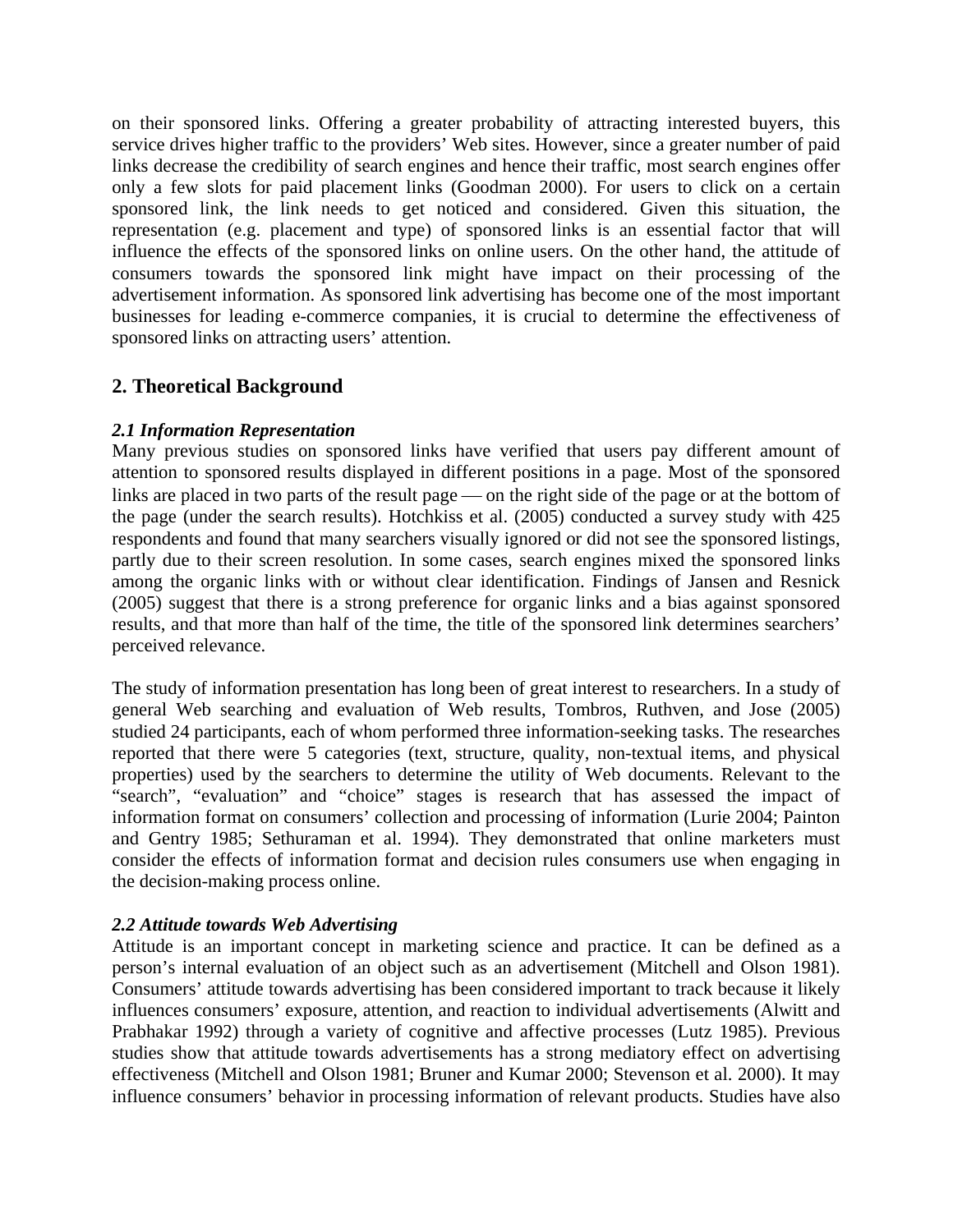on their sponsored links. Offering a greater probability of attracting interested buyers, this service drives higher traffic to the providers' Web sites. However, since a greater number of paid links decrease the credibility of search engines and hence their traffic, most search engines offer only a few slots for paid placement links (Goodman 2000). For users to click on a certain sponsored link, the link needs to get noticed and considered. Given this situation, the representation (e.g. placement and type) of sponsored links is an essential factor that will influence the effects of the sponsored links on online users. On the other hand, the attitude of consumers towards the sponsored link might have impact on their processing of the advertisement information. As sponsored link advertising has become one of the most important businesses for leading e-commerce companies, it is crucial to determine the effectiveness of sponsored links on attracting users' attention.

## 2. Theoretical Background

### *2.1 Information Representation*

Many previous studies on sponsored links have verified that users pay different amount of attention to sponsored results displayed in different positions in a page. Most of the sponsored links are placed in two parts of the result page — on the right side of the page or at the bottom of the page (under the search results). Hotchkiss et al. (2005) conducted a survey study with 425 respondents and found that many searchers visually ignored or did not see the sponsored listings, partly due to their screen resolution. In some cases, search engines mixed the sponsored links among the organic links with or without clear identification. Findings of Jansen and Resnick (2005) suggest that there is a strong preference for organic links and a bias against sponsored results, and that more than half of the time, the title of the sponsored link determines searchers' perceived relevance.

The study of information presentation has long been of great interest to researchers. In a study of general Web searching and evaluation of Web results, Tombros, Ruthven, and Jose (2005) studied 24 participants, each of whom performed three information-seeking tasks. The researches reported that there were 5 categories (text, structure, quality, non-textual items, and physical properties) used by the searchers to determine the utility of Web documents. Relevant to the "search", "evaluation" and "choice" stages is research that has assessed the impact of information format on consumers' collection and processing of information (Lurie 2004; Painton and Gentry 1985; Sethuraman et al. 1994). They demonstrated that online marketers must consider the effects of information format and decision rules consumers use when engaging in the decision-making process online.

### *2.2 Attitude towards Web Advertising*

Attitude is an important concept in marketing science and practice. It can be defined as a person's internal evaluation of an object such as an advertisement (Mitchell and Olson 1981). Consumers' attitude towards advertising has been considered important to track because it likely influences consumers' exposure, attention, and reaction to individual advertisements (Alwitt and Prabhakar 1992) through a variety of cognitive and affective processes (Lutz 1985). Previous studies show that attitude towards advertisements has a strong mediatory effect on advertising effectiveness (Mitchell and Olson 1981; Bruner and Kumar 2000; Stevenson et al. 2000). It may influence consumers' behavior in processing information of relevant products. Studies have also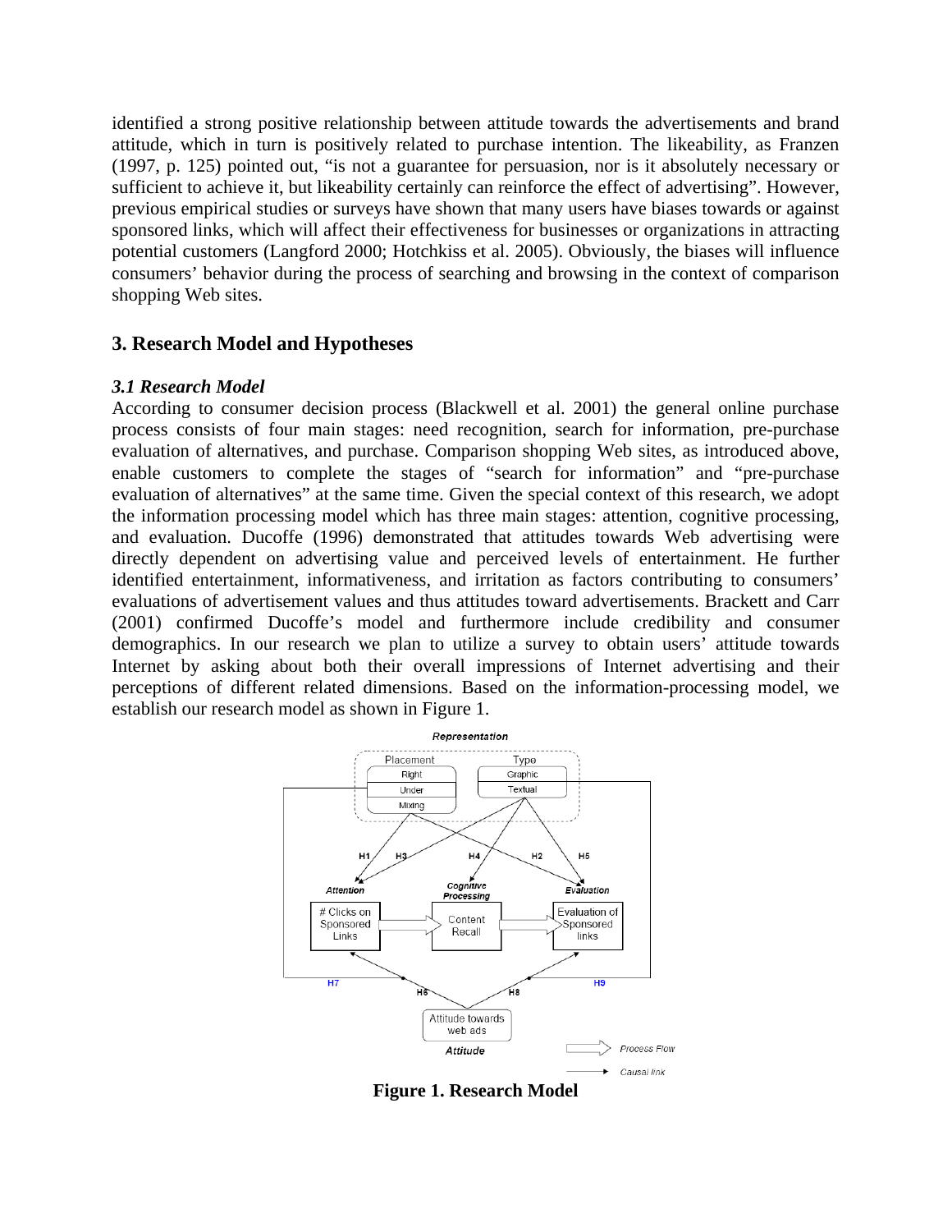identified a strong positive relationship between attitude towards the advertisements and brand attitude, which in turn is positively related to purchase intention. The likeability, as Franzen (1997, p. 125) pointed out, "is not a guarantee for persuasion, nor is it absolutely necessary or sufficient to achieve it, but likeability certainly can reinforce the effect of advertising". However, previous empirical studies or surveys have shown that many users have biases towards or against sponsored links, which will affect their effectiveness for businesses or organizations in attracting potential customers (Langford 2000; Hotchkiss et al. 2005). Obviously, the biases will influence consumers' behavior during the process of searching and browsing in the context of comparison shopping Web sites.

## 3. Research Model and Hypotheses

### *3.1 Research Model*

According to consumer decision process (Blackwell et al. 2001) the general online purchase process consists of four main stages: need recognition, search for information, pre-purchase evaluation of alternatives, and purchase. Comparison shopping Web sites, as introduced above, enable customers to complete the stages of "search for information" and "pre-purchase evaluation of alternatives" at the same time. Given the special context of this research, we adopt the information processing model which has three main stages: attention, cognitive processing, and evaluation. Ducoffe (1996) demonstrated that attitudes towards Web advertising were directly dependent on advertising value and perceived levels of entertainment. He further identified entertainment, informativeness, and irritation as factors contributing to consumers' evaluations of advertisement values and thus attitudes toward advertisements. Brackett and Carr (2001) confirmed Ducoffe's model and furthermore include credibility and consumer demographics. In our research we plan to utilize a survey to obtain users' attitude towards Internet by asking about both their overall impressions of Internet advertising and their perceptions of different related dimensions. Based on the information-processing model, we establish our research model as shown in Figure 1.

**Figure 1. Research Model**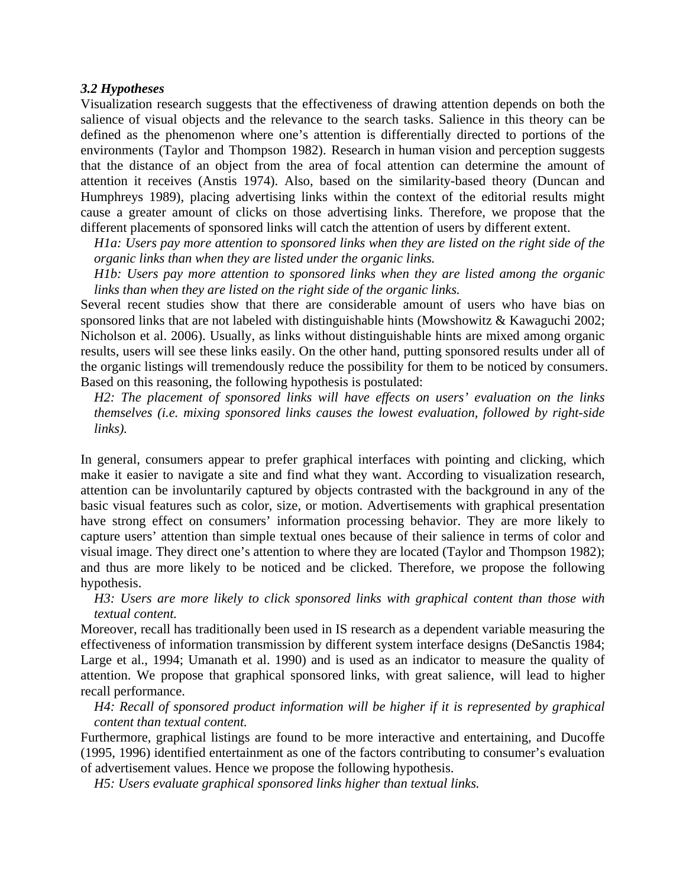### *3.2 Hypotheses*

Visualization research suggests that the effectiveness of drawing attention depends on both the salience of visual objects and the relevance to the search tasks. Salience in this theory can be defined as the phenomenon where one's attention is differentially directed to portions of the environments (Taylor and Thompson 1982). Research in human vision and perception suggests that the distance of an object from the area of focal attention can determine the amount of attention it receives (Anstis 1974). Also, based on the similarity-based theory (Duncan and Humphreys 1989), placing advertising links within the context of the editorial results might cause a greater amount of clicks on those advertising links. Therefore, we propose that the different placements of sponsored links will catch the attention of users by different extent.

*H1a: Users pay more attention to sponsored links when they are listed on the right side of the organic links than when they are listed under the organic links.*

*H1b: Users pay more attention to sponsored links when they are listed among the organic links than when they are listed on the right side of the organic links.*

Several recent studies show that there are considerable amount of users who have bias on sponsored links that are not labeled with distinguishable hints (Mowshowitz & Kawaguchi 2002; Nicholson et al. 2006). Usually, as links without distinguishable hints are mixed among organic results, users will see these links easily. On the other hand, putting sponsored results under all of the organic listings will tremendously reduce the possibility for them to be noticed by consumers. Based on this reasoning, the following hypothesis is postulated:

*H2: The placement of sponsored links will have effects on users' evaluation on the links themselves (i.e. mixing sponsored links causes the lowest evaluation, followed by right-side links).*

In general, consumers appear to prefer graphical interfaces with pointing and clicking, which make it easier to navigate a site and find what they want. According to visualization research, attention can be involuntarily captured by objects contrasted with the background in any of the basic visual features such as color, size, or motion. Advertisements with graphical presentation have strong effect on consumers' information processing behavior. They are more likely to capture users' attention than simple textual ones because of their salience in terms of color and visual image. They direct one's attention to where they are located (Taylor and Thompson 1982); and thus are more likely to be noticed and be clicked. Therefore, we propose the following hypothesis.

*H3: Users are more likely to click sponsored links with graphical content than those with textual content.*

Moreover, recall has traditionally been used in IS research as a dependent variable measuring the effectiveness of information transmission by different system interface designs (DeSanctis 1984; Large et al., 1994; Umanath et al. 1990) and is used as an indicator to measure the quality of attention. We propose that graphical sponsored links, with great salience, will lead to higher recall performance.

*H4: Recall of sponsored product information will be higher if it is represented by graphical content than textual content.*

Furthermore, graphical listings are found to be more interactive and entertaining, and Ducoffe (1995, 1996) identified entertainment as one of the factors contributing to consumer's evaluation of advertisement values. Hence we propose the following hypothesis.

*H5: Users evaluate graphical sponsored links higher than textual links.*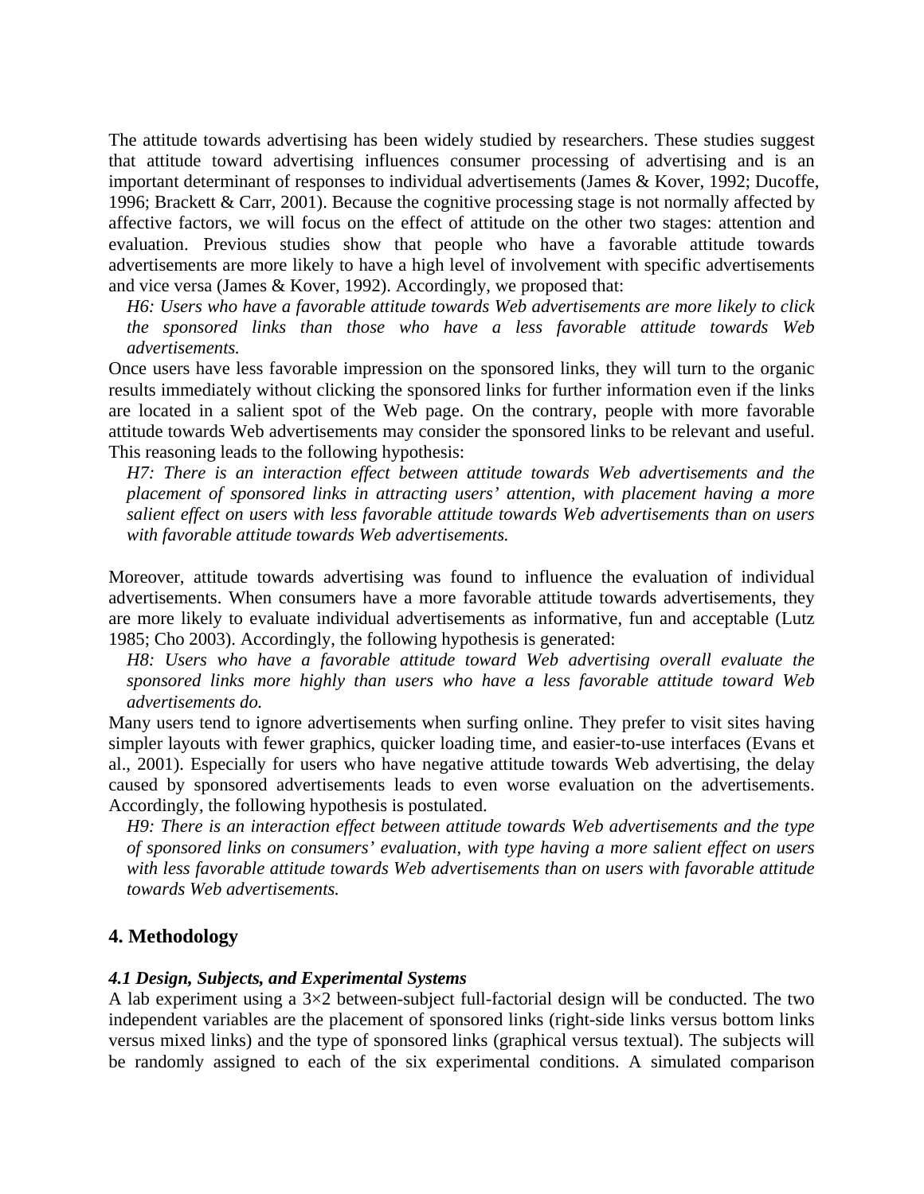The attitude towards advertising has been widely studied by researchers. These studies suggest that attitude toward advertising influences consumer processing of advertising and is an important determinant of responses to individual advertisements (James & Kover, 1992; Ducoffe, 1996; Brackett & Carr, 2001). Because the cognitive processing stage is not normally affected by affective factors, we will focus on the effect of attitude on the other two stages: attention and evaluation. Previous studies show that people who have a favorable attitude towards advertisements are more likely to have a high level of involvement with specific advertisements and vice versa (James & Kover, 1992). Accordingly, we proposed that:

*H6: Users who have a favorable attitude towards Web advertisements are more likely to click the sponsored links than those who have a less favorable attitude towards Web advertisements.*

Once users have less favorable impression on the sponsored links, they will turn to the organic results immediately without clicking the sponsored links for further information even if the links are located in a salient spot of the Web page. On the contrary, people with more favorable attitude towards Web advertisements may consider the sponsored links to be relevant and useful. This reasoning leads to the following hypothesis:

*H7: There is an interaction effect between attitude towards Web advertisements and the placement of sponsored links in attracting users' attention, with placement having a more salient effect on users with less favorable attitude towards Web advertisements than on users with favorable attitude towards Web advertisements.*

Moreover, attitude towards advertising was found to influence the evaluation of individual advertisements. When consumers have a more favorable attitude towards advertisements, they are more likely to evaluate individual advertisements as informative, fun and acceptable (Lutz 1985; Cho 2003). Accordingly, the following hypothesis is generated:

*H8: Users who have a favorable attitude toward Web advertising overall evaluate the sponsored links more highly than users who have a less favorable attitude toward Web advertisements do.*

Many users tend to ignore advertisements when surfing online. They prefer to visit sites having simpler layouts with fewer graphics, quicker loading time, and easier-to-use interfaces (Evans et al., 2001). Especially for users who have negative attitude towards Web advertising, the delay caused by sponsored advertisements leads to even worse evaluation on the advertisements. Accordingly, the following hypothesis is postulated.

*H9: There is an interaction effect between attitude towards Web advertisements and the type of sponsored links on consumers' evaluation, with type having a more salient effect on users with less favorable attitude towards Web advertisements than on users with favorable attitude towards Web advertisements.*

## 4. Methodology

### *4.1 Design, Subjects, and Experimental Systems*

A lab experiment using a 3×2 between-subject full-factorial design will be conducted. The two independent variables are the placement of sponsored links (right-side links versus bottom links versus mixed links) and the type of sponsored links (graphical versus textual). The subjects will be randomly assigned to each of the six experimental conditions. A simulated comparison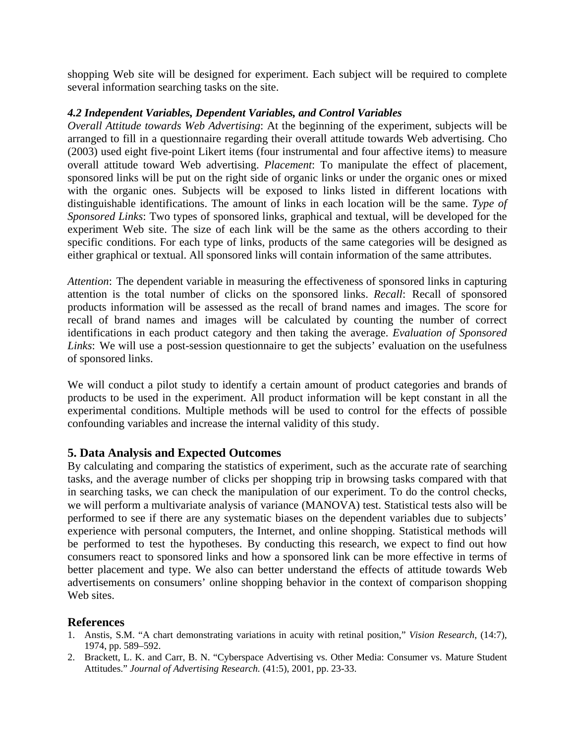shopping Web site will be designed for experiment. Each subject will be required to complete several information searching tasks on the site.

### *4.2 Independent Variables, Dependent Variables, and Control Variables*

*Overall Attitude towards Web Advertising*: At the beginning of the experiment, subjects will be arranged to fill in a questionnaire regarding their overall attitude towards Web advertising. Cho (2003) used eight five-point Likert items (four instrumental and four affective items) to measure overall attitude toward Web advertising. *Placement*: To manipulate the effect of placement, sponsored links will be put on the right side of organic links or under the organic ones or mixed with the organic ones. Subjects will be exposed to links listed in different locations with distinguishable identifications. The amount of links in each location will be the same. *Type of Sponsored Links*: Two types of sponsored links, graphical and textual, will be developed for the experiment Web site. The size of each link will be the same as the others according to their specific conditions. For each type of links, products of the same categories will be designed as either graphical or textual. All sponsored links will contain information of the same attributes.

*Attention*: The dependent variable in measuring the effectiveness of sponsored links in capturing attention is the total number of clicks on the sponsored links. *Recall*: Recall of sponsored products information will be assessed as the recall of brand names and images. The score for recall of brand names and images will be calculated by counting the number of correct identifications in each product category and then taking the average. *Evaluation of Sponsored Links*: We will use a post-session questionnaire to get the subjects' evaluation on the usefulness of sponsored links.

We will conduct a pilot study to identify a certain amount of product categories and brands of products to be used in the experiment. All product information will be kept constant in all the experimental conditions. Multiple methods will be used to control for the effects of possible confounding variables and increase the internal validity of this study.

## 5. Data Analysis and Expected Outcomes

By calculating and comparing the statistics of experiment, such as the accurate rate of searching tasks, and the average number of clicks per shopping trip in browsing tasks compared with that in searching tasks, we can check the manipulation of our experiment. To do the control checks, we will perform a multivariate analysis of variance (MANOVA) test. Statistical tests also will be performed to see if there are any systematic biases on the dependent variables due to subjects' experience with personal computers, the Internet, and online shopping. Statistical methods will be performed to test the hypotheses. By conducting this research, we expect to find out how consumers react to sponsored links and how a sponsored link can be more effective in terms of better placement and type. We also can better understand the effects of attitude towards Web advertisements on consumers' online shopping behavior in the context of comparison shopping Web sites.

## References

1. Anstis, S.M. "A chart demonstrating variations in acuity with retinal position," *Vision Research*, (14:7), 1974, pp. 589–592.
2. Brackett, L. K. and Carr, B. N. "Cyberspace Advertising vs. Other Media: Consumer vs. Mature Student Attitudes." *Journal of Advertising Research.* (41:5), 2001, pp. 23-33.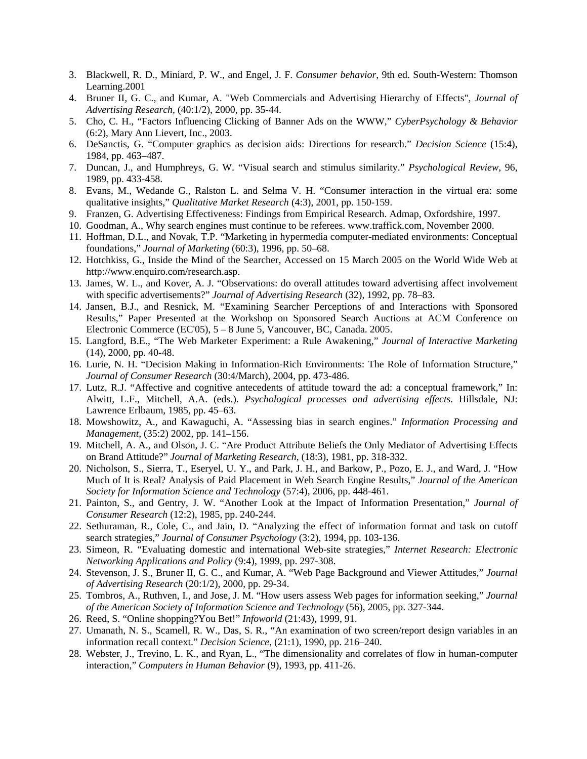3. Blackwell, R. D., Miniard, P. W., and Engel, J. F. *Consumer behavior*, 9th ed. South-Western: Thomson Learning.2001
4. Bruner II, G. C., and Kumar, A. "Web Commercials and Advertising Hierarchy of Effects", *Journal of Advertising Research*, (40:1/2), 2000, pp. 35-44.
5. Cho, C. H., "Factors Influencing Clicking of Banner Ads on the WWW," *CyberPsychology & Behavior* (6:2), Mary Ann Lievert, Inc., 2003.
6. DeSanctis, G. "Computer graphics as decision aids: Directions for research." *Decision Science* (15:4), 1984, pp. 463–487.
7. Duncan, J., and Humphreys, G. W. "Visual search and stimulus similarity." *Psychological Review*, 96, 1989, pp. 433-458.
8. Evans, M., Wedande G., Ralston L. and Selma V. H. "Consumer interaction in the virtual era: some qualitative insights," *Qualitative Market Research* (4:3), 2001, pp. 150-159.
9. Franzen, G. Advertising Effectiveness: Findings from Empirical Research. Admap, Oxfordshire, 1997.
10. Goodman, A., Why search engines must continue to be referees. www.traffick.com, November 2000.
11. Hoffman, D.L., and Novak, T.P. "Marketing in hypermedia computer-mediated environments: Conceptual foundations," *Journal of Marketing* (60:3), 1996, pp. 50–68.
12. Hotchkiss, G., Inside the Mind of the Searcher, Accessed on 15 March 2005 on the World Wide Web at http://www.enquiro.com/research.asp.
13. James, W. L., and Kover, A. J. "Observations: do overall attitudes toward advertising affect involvement with specific advertisements?" *Journal of Advertising Research* (32), 1992, pp. 78–83.
14. Jansen, B.J., and Resnick, M. "Examining Searcher Perceptions of and Interactions with Sponsored Results," Paper Presented at the Workshop on Sponsored Search Auctions at ACM Conference on Electronic Commerce (EC'05), 5 – 8 June 5, Vancouver, BC, Canada. 2005.
15. Langford, B.E., "The Web Marketer Experiment: a Rule Awakening," *Journal of Interactive Marketing* (14), 2000, pp. 40-48.
16. Lurie, N. H. "Decision Making in Information-Rich Environments: The Role of Information Structure," *Journal of Consumer Research* (30:4/March), 2004, pp. 473-486.
17. Lutz, R.J. "Affective and cognitive antecedents of attitude toward the ad: a conceptual framework," In: Alwitt, L.F., Mitchell, A.A. (eds.). *Psychological processes and advertising effects*. Hillsdale, NJ: Lawrence Erlbaum, 1985, pp. 45–63.
18. Mowshowitz, A., and Kawaguchi, A. "Assessing bias in search engines." *Information Processing and Management*, (35:2) 2002, pp. 141–156.
19. Mitchell, A. A., and Olson, J. C. "Are Product Attribute Beliefs the Only Mediator of Advertising Effects on Brand Attitude?" *Journal of Marketing Research*, (18:3), 1981, pp. 318-332.
20. Nicholson, S., Sierra, T., Eseryel, U. Y., and Park, J. H., and Barkow, P., Pozo, E. J., and Ward, J. "How Much of It is Real? Analysis of Paid Placement in Web Search Engine Results," *Journal of the American Society for Information Science and Technology* (57:4), 2006, pp. 448-461.
21. Painton, S., and Gentry, J. W. "Another Look at the Impact of Information Presentation," *Journal of Consumer Research* (12:2), 1985, pp. 240-244.
22. Sethuraman, R., Cole, C., and Jain, D. "Analyzing the effect of information format and task on cutoff search strategies," *Journal of Consumer Psychology* (3:2), 1994, pp. 103-136.
23. Simeon, R. "Evaluating domestic and international Web-site strategies," *Internet Research: Electronic Networking Applications and Policy* (9:4), 1999, pp. 297-308.
24. Stevenson, J. S., Bruner II, G. C., and Kumar, A. "Web Page Background and Viewer Attitudes," *Journal of Advertising Research* (20:1/2), 2000, pp. 29-34.
25. Tombros, A., Ruthven, I., and Jose, J. M. "How users assess Web pages for information seeking," *Journal of the American Society of Information Science and Technology* (56), 2005, pp. 327-344.
26. Reed, S. "Online shopping?You Bet!" *Infoworld* (21:43), 1999, 91.
27. Umanath, N. S., Scamell, R. W., Das, S. R., "An examination of two screen/report design variables in an information recall context." *Decision Science*, (21:1), 1990, pp. 216–240.
28. Webster, J., Trevino, L. K., and Ryan, L., "The dimensionality and correlates of flow in human-computer interaction," *Computers in Human Behavior* (9), 1993, pp. 411-26.